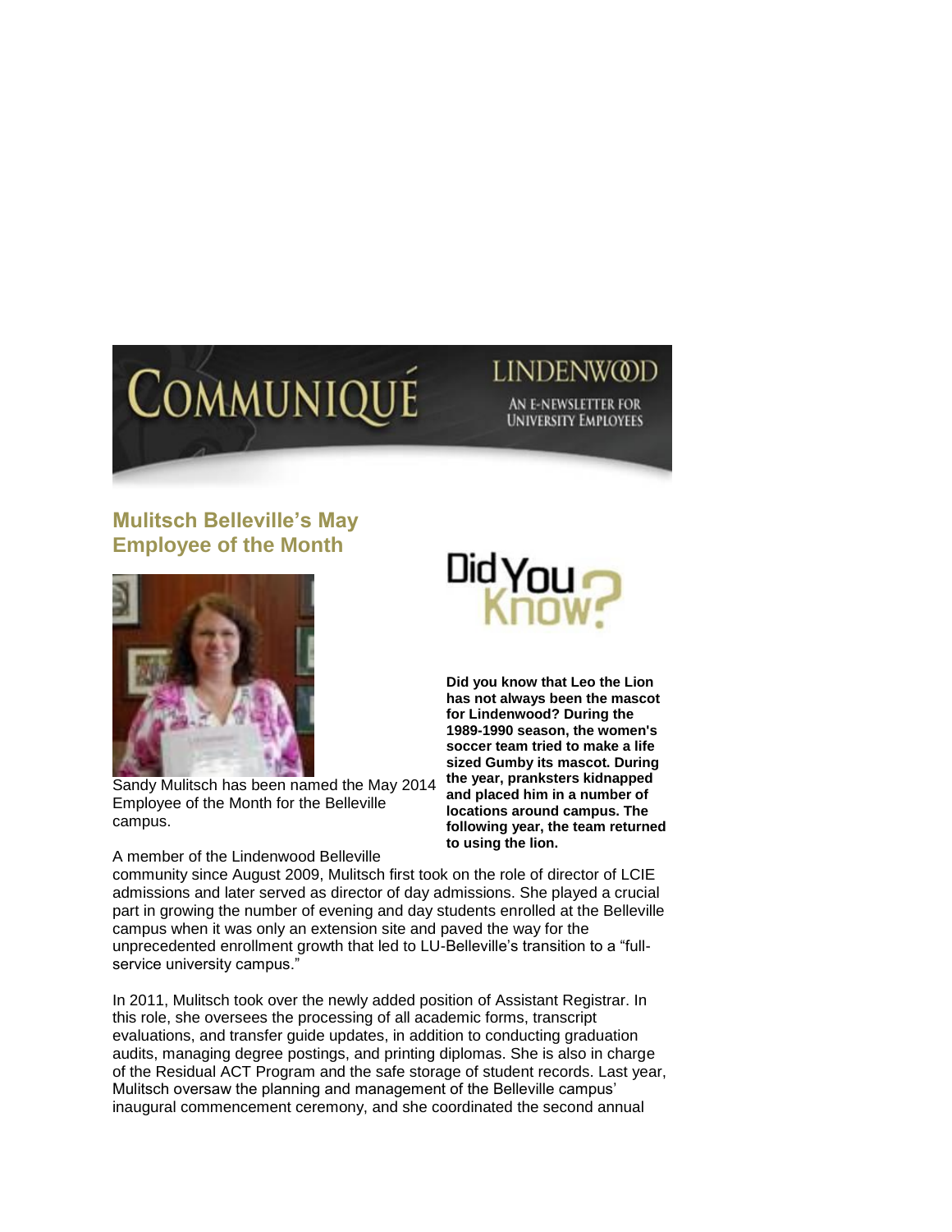# COMMUNIQUÉ

LINDENWOOD

AN E-NEWSLETTER FOR UNIVERSITY EMPLOYEES

## Mulitsch Belleville's May Employee of the Month

Sandy Mulitsch has been named the May 2014 Employee of the Month for the Belleville campus.

A member of the Lindenwood Belleville community since August 2009, Mulitsch first took on the role of director of LCIE admissions and later served as director of day admissions. She played a crucial part in growing the number of evening and day students enrolled at the Belleville campus when it was only an extension site and paved the way for the unprecedented enrollment growth that led to LU-Belleville's transition to a "full-service university campus."

In 2011, Mulitsch took over the newly added position of Assistant Registrar. In this role, she oversees the processing of all academic forms, transcript evaluations, and transfer guide updates, in addition to conducting graduation audits, managing degree postings, and printing diplomas. She is also in charge of the Residual ACT Program and the safe storage of student records. Last year, Mulitsch oversaw the planning and management of the Belleville campus' inaugural commencement ceremony, and she coordinated the second annual

## Did You Know?

**Did you know that Leo the Lion has not always been the mascot for Lindenwood? During the 1989-1990 season, the women's soccer team tried to make a life sized Gumby its mascot. During the year, pranksters kidnapped and placed him in a number of locations around campus. The following year, the team returned to using the lion.**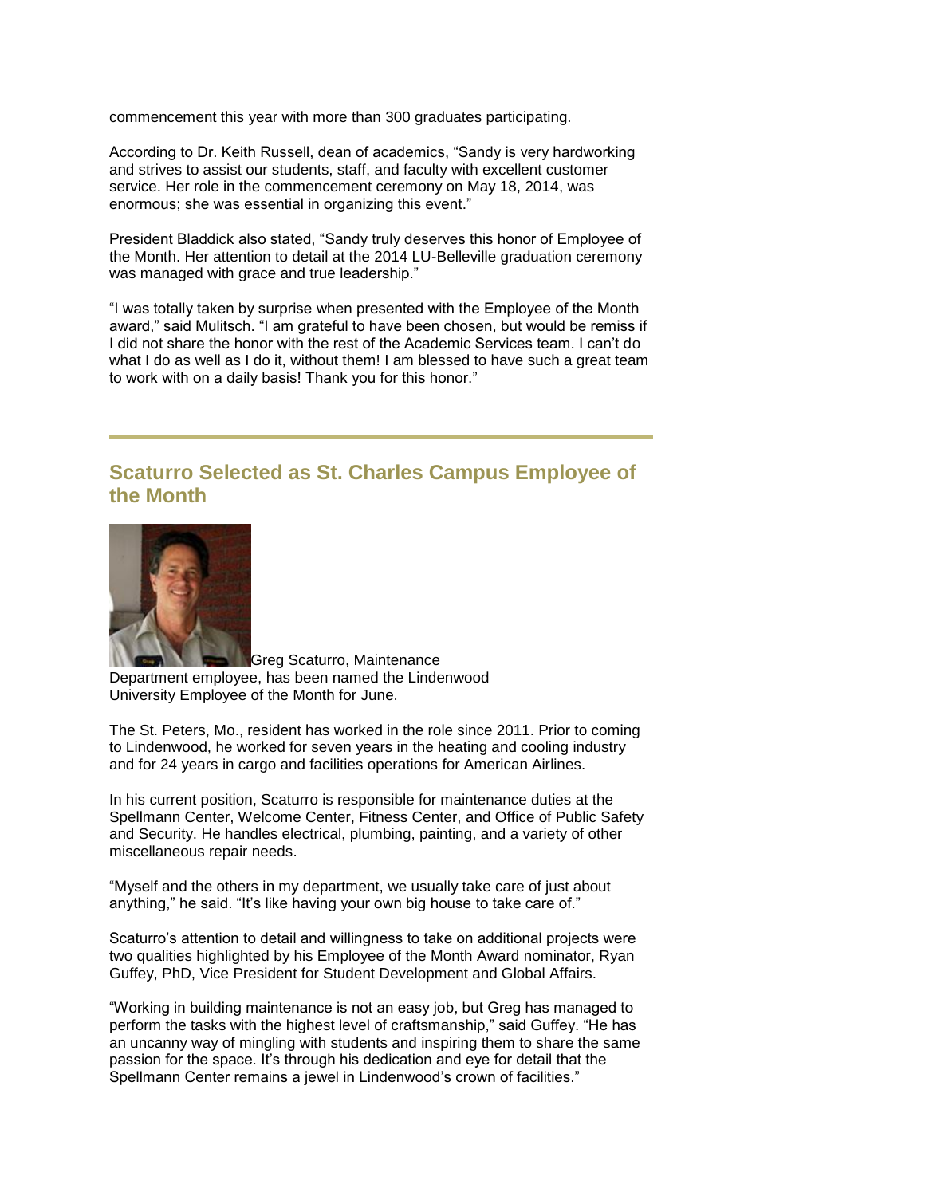commencement this year with more than 300 graduates participating.

According to Dr. Keith Russell, dean of academics, “Sandy is very hardworking and strives to assist our students, staff, and faculty with excellent customer service. Her role in the commencement ceremony on May 18, 2014, was enormous; she was essential in organizing this event.”

President Bladdick also stated, “Sandy truly deserves this honor of Employee of the Month. Her attention to detail at the 2014 LU-Belleville graduation ceremony was managed with grace and true leadership.”

“I was totally taken by surprise when presented with the Employee of the Month award,” said Mulitsch. “I am grateful to have been chosen, but would be remiss if I did not share the honor with the rest of the Academic Services team. I can’t do what I do as well as I do it, without them! I am blessed to have such a great team to work with on a daily basis! Thank you for this honor.”

---

## Scaturro Selected as St. Charles Campus Employee of the Month

Greg Scaturro, Maintenance Department employee, has been named the Lindenwood University Employee of the Month for June.

The St. Peters, Mo., resident has worked in the role since 2011. Prior to coming to Lindenwood, he worked for seven years in the heating and cooling industry and for 24 years in cargo and facilities operations for American Airlines.

In his current position, Scaturro is responsible for maintenance duties at the Spellmann Center, Welcome Center, Fitness Center, and Office of Public Safety and Security. He handles electrical, plumbing, painting, and a variety of other miscellaneous repair needs.

“Myself and the others in my department, we usually take care of just about anything,” he said. “It’s like having your own big house to take care of.”

Scaturro’s attention to detail and willingness to take on additional projects were two qualities highlighted by his Employee of the Month Award nominator, Ryan Guffey, PhD, Vice President for Student Development and Global Affairs.

“Working in building maintenance is not an easy job, but Greg has managed to perform the tasks with the highest level of craftsmanship,” said Guffey. “He has an uncanny way of mingling with students and inspiring them to share the same passion for the space. It’s through his dedication and eye for detail that the Spellmann Center remains a jewel in Lindenwood’s crown of facilities.”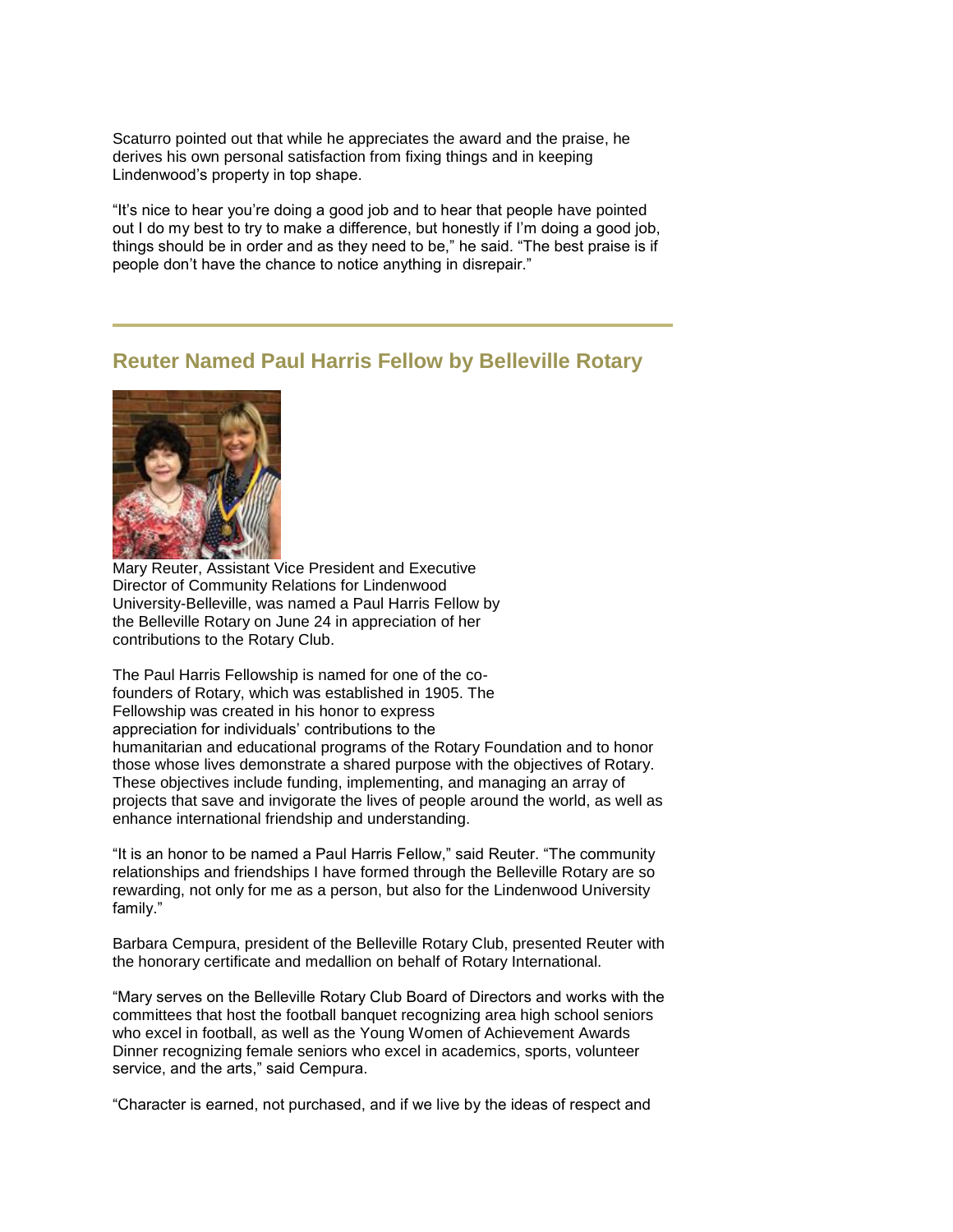Scaturro pointed out that while he appreciates the award and the praise, he derives his own personal satisfaction from fixing things and in keeping Lindenwood's property in top shape.

"It's nice to hear you're doing a good job and to hear that people have pointed out I do my best to try to make a difference, but honestly if I'm doing a good job, things should be in order and as they need to be," he said. "The best praise is if people don't have the chance to notice anything in disrepair."

---

## Reuter Named Paul Harris Fellow by Belleville Rotary

Mary Reuter, Assistant Vice President and Executive Director of Community Relations for Lindenwood University-Belleville, was named a Paul Harris Fellow by the Belleville Rotary on June 24 in appreciation of her contributions to the Rotary Club.

The Paul Harris Fellowship is named for one of the co-founders of Rotary, which was established in 1905. The Fellowship was created in his honor to express appreciation for individuals' contributions to the humanitarian and educational programs of the Rotary Foundation and to honor those whose lives demonstrate a shared purpose with the objectives of Rotary. These objectives include funding, implementing, and managing an array of projects that save and invigorate the lives of people around the world, as well as enhance international friendship and understanding.

"It is an honor to be named a Paul Harris Fellow," said Reuter. "The community relationships and friendships I have formed through the Belleville Rotary are so rewarding, not only for me as a person, but also for the Lindenwood University family."

Barbara Cempura, president of the Belleville Rotary Club, presented Reuter with the honorary certificate and medallion on behalf of Rotary International.

"Mary serves on the Belleville Rotary Club Board of Directors and works with the committees that host the football banquet recognizing area high school seniors who excel in football, as well as the Young Women of Achievement Awards Dinner recognizing female seniors who excel in academics, sports, volunteer service, and the arts," said Cempura.

"Character is earned, not purchased, and if we live by the ideas of respect and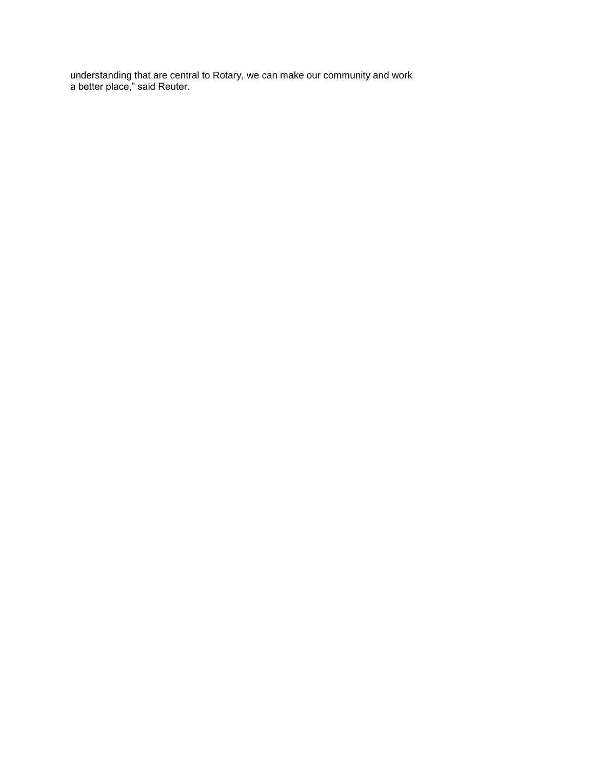understanding that are central to Rotary, we can make our community and work a better place," said Reuter.